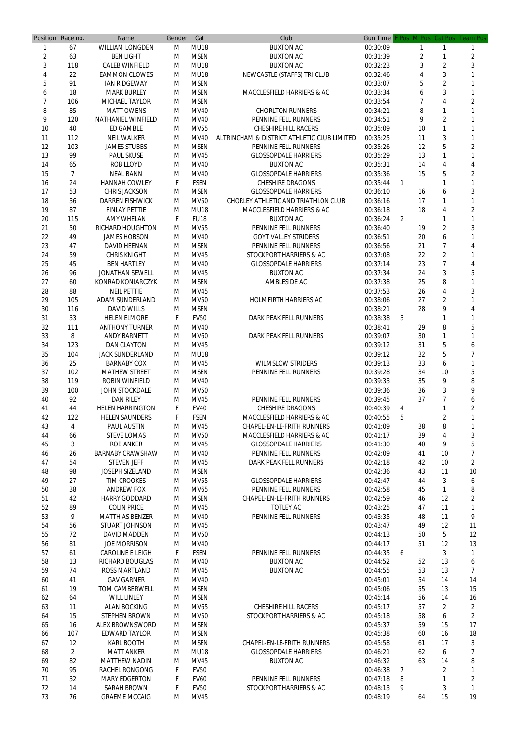| Position | Race no. | Name | Gender | Cat | Club | Gun Time | F Pos | M Pos | Cat Pos | Team Pos |
|---|---|---|---|---|---|---|---|---|---|---|
| 1 | 67 | WILLIAM LONGDEN | M | MU18 | BUXTON AC | 00:30:09 | | 1 | 1 | 1 |
| 2 | 63 | BEN LIGHT | M | MSEN | BUXTON AC | 00:31:39 | | 2 | 1 | 2 |
| 3 | 118 | CALEB WINFIELD | M | MU18 | BUXTON AC | 00:32:23 | | 3 | 2 | 3 |
| 4 | 22 | EAMMON CLOWES | M | MU18 | NEWCASTLE (STAFFS) TRI CLUB | 00:32:46 | | 4 | 3 | 1 |
| 5 | 91 | IAN RIDGEWAY | M | MSEN | | 00:33:07 | | 5 | 2 | 1 |
| 6 | 18 | MARK BURLEY | M | MSEN | MACCLESFIELD HARRIERS & AC | 00:33:34 | | 6 | 3 | 1 |
| 7 | 106 | MICHAEL TAYLOR | M | MSEN | | 00:33:54 | | 7 | 4 | 2 |
| 8 | 85 | MATT OWENS | M | MV40 | CHORLTON RUNNERS | 00:34:21 | | 8 | 1 | 1 |
| 9 | 120 | NATHANIEL WINFIELD | M | MV40 | PENNINE FELL RUNNERS | 00:34:51 | | 9 | 2 | 1 |
| 10 | 40 | ED GAMBLE | M | MV55 | CHESHIRE HILL RACERS | 00:35:09 | | 10 | 1 | 1 |
| 11 | 112 | NEIL WALKER | M | MV40 | ALTRINCHAM & DISTRICT ATHLETIC CLUB LIMITED | 00:35:25 | | 11 | 3 | 1 |
| 12 | 103 | JAMES STUBBS | M | MSEN | PENNINE FELL RUNNERS | 00:35:26 | | 12 | 5 | 2 |
| 13 | 99 | PAUL SKUSE | M | MV45 | GLOSSOPDALE HARRIERS | 00:35:29 | | 13 | 1 | 1 |
| 14 | 65 | ROB LLOYD | M | MV40 | BUXTON AC | 00:35:31 | | 14 | 4 | 4 |
| 15 | 7 | NEAL BANN | M | MV40 | GLOSSOPDALE HARRIERS | 00:35:36 | | 15 | 5 | 2 |
| 16 | 24 | HANNAH COWLEY | F | FSEN | CHESHIRE DRAGONS | 00:35:44 | 1 | | 1 | 1 |
| 17 | 53 | CHRIS JACKSON | M | MSEN | GLOSSOPDALE HARRIERS | 00:36:10 | | 16 | 6 | 3 |
| 18 | 36 | DARREN FISHWICK | M | MV50 | CHORLEY ATHLETIC AND TRIATHLON CLUB | 00:36:16 | | 17 | 1 | 1 |
| 19 | 87 | FINLAY PETTIE | M | MU18 | MACCLESFIELD HARRIERS & AC | 00:36:18 | | 18 | 4 | 2 |
| 20 | 115 | AMY WHELAN | F | FU18 | BUXTON AC | 00:36:24 | 2 | | 1 | 1 |
| 21 | 50 | RICHARD HOUGHTON | M | MV55 | PENNINE FELL RUNNERS | 00:36:40 | | 19 | 2 | 3 |
| 22 | 49 | JAMES HOBSON | M | MV40 | GOYT VALLEY STRIDERS | 00:36:51 | | 20 | 6 | 1 |
| 23 | 47 | DAVID HEENAN | M | MSEN | PENNINE FELL RUNNERS | 00:36:56 | | 21 | 7 | 4 |
| 24 | 59 | CHRIS KNIGHT | M | MV45 | STOCKPORT HARRIERS & AC | 00:37:08 | | 22 | 2 | 1 |
| 25 | 45 | BEN HARTLEY | M | MV40 | GLOSSOPDALE HARRIERS | 00:37:14 | | 23 | 7 | 4 |
| 26 | 96 | JONATHAN SEWELL | M | MV45 | BUXTON AC | 00:37:34 | | 24 | 3 | 5 |
| 27 | 60 | KONRAD KONIARCZYK | M | MSEN | AMBLESIDE AC | 00:37:38 | | 25 | 8 | 1 |
| 28 | 88 | NEIL PETTIE | M | MV45 | | 00:37:53 | | 26 | 4 | 3 |
| 29 | 105 | ADAM SUNDERLAND | M | MV50 | HOLMFIRTH HARRIERS AC | 00:38:06 | | 27 | 2 | 1 |
| 30 | 116 | DAVID WILLS | M | MSEN | | 00:38:21 | | 28 | 9 | 4 |
| 31 | 33 | HELEN ELMORE | F | FV50 | DARK PEAK FELL RUNNERS | 00:38:38 | 3 | | 1 | 1 |
| 32 | 111 | ANTHONY TURNER | M | MV40 | | 00:38:41 | | 29 | 8 | 5 |
| 33 | 8 | ANDY BARNETT | M | MV60 | DARK PEAK FELL RUNNERS | 00:39:07 | | 30 | 1 | 1 |
| 34 | 123 | DAN CLAYTON | M | MV45 | | 00:39:12 | | 31 | 5 | 6 |
| 35 | 104 | JACK SUNDERLAND | M | MU18 | | 00:39:12 | | 32 | 5 | 7 |
| 36 | 25 | BARNABY COX | M | MV45 | WILMSLOW STRIDERS | 00:39:13 | | 33 | 6 | 1 |
| 37 | 102 | MATHEW STREET | M | MSEN | PENNINE FELL RUNNERS | 00:39:28 | | 34 | 10 | 5 |
| 38 | 119 | ROBIN WINFIELD | M | MV40 | | 00:39:33 | | 35 | 9 | 8 |
| 39 | 100 | JOHN STOCKDALE | M | MV50 | | 00:39:36 | | 36 | 3 | 9 |
| 40 | 92 | DAN RILEY | M | MV45 | PENNINE FELL RUNNERS | 00:39:45 | | 37 | 7 | 6 |
| 41 | 44 | HELEN HARRINGTON | F | FV40 | CHESHIRE DRAGONS | 00:40:39 | 4 | | 1 | 2 |
| 42 | 122 | HELEN SAUNDERS | F | FSEN | MACCLESFIELD HARRIERS & AC | 00:40:55 | 5 | | 2 | 1 |
| 43 | 4 | PAUL AUSTIN | M | MV45 | CHAPEL-EN-LE-FRITH RUNNERS | 00:41:09 | | 38 | 8 | 1 |
| 44 | 66 | STEVE LOMAS | M | MV50 | MACCLESFIELD HARRIERS & AC | 00:41:17 | | 39 | 4 | 3 |
| 45 | 3 | ROB ANKER | M | MV45 | GLOSSOPDALE HARRIERS | 00:41:30 | | 40 | 9 | 5 |
| 46 | 26 | BARNABY CRAWSHAW | M | MV40 | PENNINE FELL RUNNERS | 00:42:09 | | 41 | 10 | 7 |
| 47 | 54 | STEVEN JEFF | M | MV45 | DARK PEAK FELL RUNNERS | 00:42:18 | | 42 | 10 | 2 |
| 48 | 98 | JOSEPH SIZELAND | M | MSEN | | 00:42:36 | | 43 | 11 | 10 |
| 49 | 27 | TIM CROOKES | M | MV55 | GLOSSOPDALE HARRIERS | 00:42:47 | | 44 | 3 | 6 |
| 50 | 38 | ANDREW FOX | M | MV65 | PENNINE FELL RUNNERS | 00:42:58 | | 45 | 1 | 8 |
| 51 | 42 | HARRY GODDARD | M | MSEN | CHAPEL-EN-LE-FRITH RUNNERS | 00:42:59 | | 46 | 12 | 2 |
| 52 | 89 | COLIN PRICE | M | MV45 | TOTLEY AC | 00:43:25 | | 47 | 11 | 1 |
| 53 | 9 | MATTHIAS BENZER | M | MV40 | PENNINE FELL RUNNERS | 00:43:35 | | 48 | 11 | 9 |
| 54 | 56 | STUART JOHNSON | M | MV45 | | 00:43:47 | | 49 | 12 | 11 |
| 55 | 72 | DAVID MADDEN | M | MV50 | | 00:44:13 | | 50 | 5 | 12 |
| 56 | 81 | JOE MORRISON | M | MV40 | | 00:44:17 | | 51 | 12 | 13 |
| 57 | 61 | CAROLINE E LEIGH | F | FSEN | PENNINE FELL RUNNERS | 00:44:35 | 6 | | 3 | 1 |
| 58 | 13 | RICHARD BOUGLAS | M | MV40 | BUXTON AC | 00:44:52 | | 52 | 13 | 6 |
| 59 | 74 | ROSS MARTLAND | M | MV45 | BUXTON AC | 00:44:55 | | 53 | 13 | 7 |
| 60 | 41 | GAV GARNER | M | MV40 | | 00:45:01 | | 54 | 14 | 14 |
| 61 | 19 | TOM CAMBERWELL | M | MSEN | | 00:45:06 | | 55 | 13 | 15 |
| 62 | 64 | WILL LINLEY | M | MSEN | | 00:45:14 | | 56 | 14 | 16 |
| 63 | 11 | ALAN BOCKING | M | MV65 | CHESHIRE HILL RACERS | 00:45:17 | | 57 | 2 | 2 |
| 64 | 15 | STEPHEN BROWN | M | MV50 | STOCKPORT HARRIERS & AC | 00:45:18 | | 58 | 6 | 2 |
| 65 | 16 | ALEX BROWNSWORD | M | MSEN | | 00:45:37 | | 59 | 15 | 17 |
| 66 | 107 | EDWARD TAYLOR | M | MSEN | | 00:45:38 | | 60 | 16 | 18 |
| 67 | 12 | KARL BOOTH | M | MSEN | CHAPEL-EN-LE-FRITH RUNNERS | 00:45:58 | | 61 | 17 | 3 |
| 68 | 2 | MATT ANKER | M | MU18 | GLOSSOPDALE HARRIERS | 00:46:21 | | 62 | 6 | 7 |
| 69 | 82 | MATTHEW NADIN | M | MV45 | BUXTON AC | 00:46:32 | | 63 | 14 | 8 |
| 70 | 95 | RACHEL RONGONG | F | FV50 | | 00:46:38 | 7 | | 2 | 1 |
| 71 | 32 | MARY EDGERTON | F | FV60 | PENNINE FELL RUNNERS | 00:47:18 | 8 | | 1 | 2 |
| 72 | 14 | SARAH BROWN | F | FV50 | STOCKPORT HARRIERS & AC | 00:48:13 | 9 | | 3 | 1 |
| 73 | 76 | GRAEME MCCAIG | M | MV45 | | 00:48:19 | | 64 | 15 | 19 |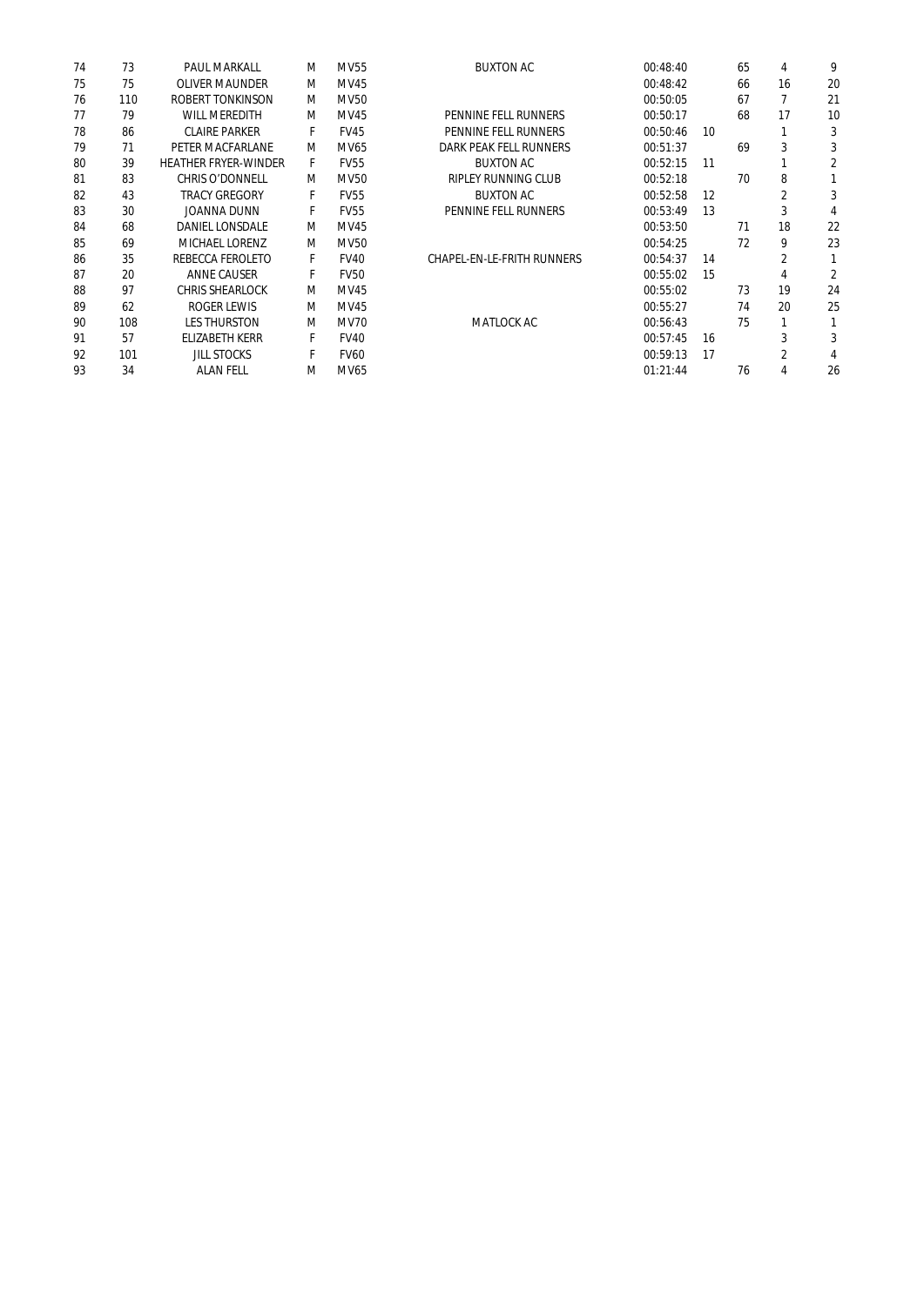| | | | | | | | | | | |
|---|---|---|---|---|---|---|---|---|---|---|
| 74 | 73 | PAUL MARKALL | M | MV55 | BUXTON AC | 00:48:40 | | 65 | 4 | 9 |
| 75 | 75 | OLIVER MAUNDER | M | MV45 | | 00:48:42 | | 66 | 16 | 20 |
| 76 | 110 | ROBERT TONKINSON | M | MV50 | | 00:50:05 | | 67 | 7 | 21 |
| 77 | 79 | WILL MEREDITH | M | MV45 | PENNINE FELL RUNNERS | 00:50:17 | | 68 | 17 | 10 |
| 78 | 86 | CLAIRE PARKER | F | FV45 | PENNINE FELL RUNNERS | 00:50:46 | 10 | | 1 | 3 |
| 79 | 71 | PETER MACFARLANE | M | MV65 | DARK PEAK FELL RUNNERS | 00:51:37 | | 69 | 3 | 3 |
| 80 | 39 | HEATHER FRYER-WINDER | F | FV55 | BUXTON AC | 00:52:15 | 11 | | 1 | 2 |
| 81 | 83 | CHRIS O'DONNELL | M | MV50 | RIPLEY RUNNING CLUB | 00:52:18 | | 70 | 8 | 1 |
| 82 | 43 | TRACY GREGORY | F | FV55 | BUXTON AC | 00:52:58 | 12 | | 2 | 3 |
| 83 | 30 | JOANNA DUNN | F | FV55 | PENNINE FELL RUNNERS | 00:53:49 | 13 | | 3 | 4 |
| 84 | 68 | DANIEL LONSDALE | M | MV45 | | 00:53:50 | | 71 | 18 | 22 |
| 85 | 69 | MICHAEL LORENZ | M | MV50 | | 00:54:25 | | 72 | 9 | 23 |
| 86 | 35 | REBECCA FEROLETO | F | FV40 | CHAPEL-EN-LE-FRITH RUNNERS | 00:54:37 | 14 | | 2 | 1 |
| 87 | 20 | ANNE CAUSER | F | FV50 | | 00:55:02 | 15 | | 4 | 2 |
| 88 | 97 | CHRIS SHEARLOCK | M | MV45 | | 00:55:02 | | 73 | 19 | 24 |
| 89 | 62 | ROGER LEWIS | M | MV45 | | 00:55:27 | | 74 | 20 | 25 |
| 90 | 108 | LES THURSTON | M | MV70 | MATLOCK AC | 00:56:43 | | 75 | 1 | 1 |
| 91 | 57 | ELIZABETH KERR | F | FV40 | | 00:57:45 | 16 | | 3 | 3 |
| 92 | 101 | JILL STOCKS | F | FV60 | | 00:59:13 | 17 | | 2 | 4 |
| 93 | 34 | ALAN FELL | M | MV65 | | 01:21:44 | | 76 | 4 | 26 |